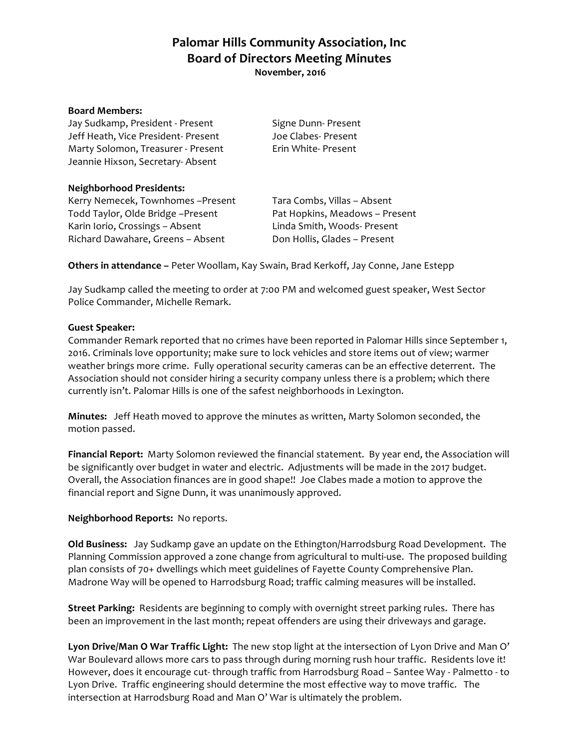# Palomar Hills Community Association, Inc
## Board of Directors Meeting Minutes
**November, 2016**

**Board Members:**

Jay Sudkamp, President - Present
Jeff Heath, Vice President- Present
Marty Solomon, Treasurer - Present
Jeannie Hixson, Secretary- Absent
Signe Dunn- Present
Joe Clabes- Present
Erin White- Present

**Neighborhood Presidents:**

Kerry Nemecek, Townhomes –Present
Todd Taylor, Olde Bridge –Present
Karin Iorio, Crossings – Absent
Richard Dawahare, Greens – Absent
Tara Combs, Villas – Absent
Pat Hopkins, Meadows – Present
Linda Smith, Woods- Present
Don Hollis, Glades – Present

**Others in attendance –** Peter Woollam, Kay Swain, Brad Kerkoff, Jay Conne, Jane Estepp

Jay Sudkamp called the meeting to order at 7:00 PM and welcomed guest speaker, West Sector Police Commander, Michelle Remark.

**Guest Speaker:**
Commander Remark reported that no crimes have been reported in Palomar Hills since September 1, 2016. Criminals love opportunity; make sure to lock vehicles and store items out of view; warmer weather brings more crime. Fully operational security cameras can be an effective deterrent. The Association should not consider hiring a security company unless there is a problem; which there currently isn't. Palomar Hills is one of the safest neighborhoods in Lexington.

**Minutes:** Jeff Heath moved to approve the minutes as written, Marty Solomon seconded, the motion passed.

**Financial Report:** Marty Solomon reviewed the financial statement. By year end, the Association will be significantly over budget in water and electric. Adjustments will be made in the 2017 budget. Overall, the Association finances are in good shape!! Joe Clabes made a motion to approve the financial report and Signe Dunn, it was unanimously approved.

**Neighborhood Reports:** No reports.

**Old Business:** Jay Sudkamp gave an update on the Ethington/Harrodsburg Road Development. The Planning Commission approved a zone change from agricultural to multi-use. The proposed building plan consists of 70+ dwellings which meet guidelines of Fayette County Comprehensive Plan. Madrone Way will be opened to Harrodsburg Road; traffic calming measures will be installed.

**Street Parking:** Residents are beginning to comply with overnight street parking rules. There has been an improvement in the last month; repeat offenders are using their driveways and garage.

**Lyon Drive/Man O War Traffic Light:** The new stop light at the intersection of Lyon Drive and Man O' War Boulevard allows more cars to pass through during morning rush hour traffic. Residents love it! However, does it encourage cut- through traffic from Harrodsburg Road – Santee Way - Palmetto - to Lyon Drive. Traffic engineering should determine the most effective way to move traffic. The intersection at Harrodsburg Road and Man O' War is ultimately the problem.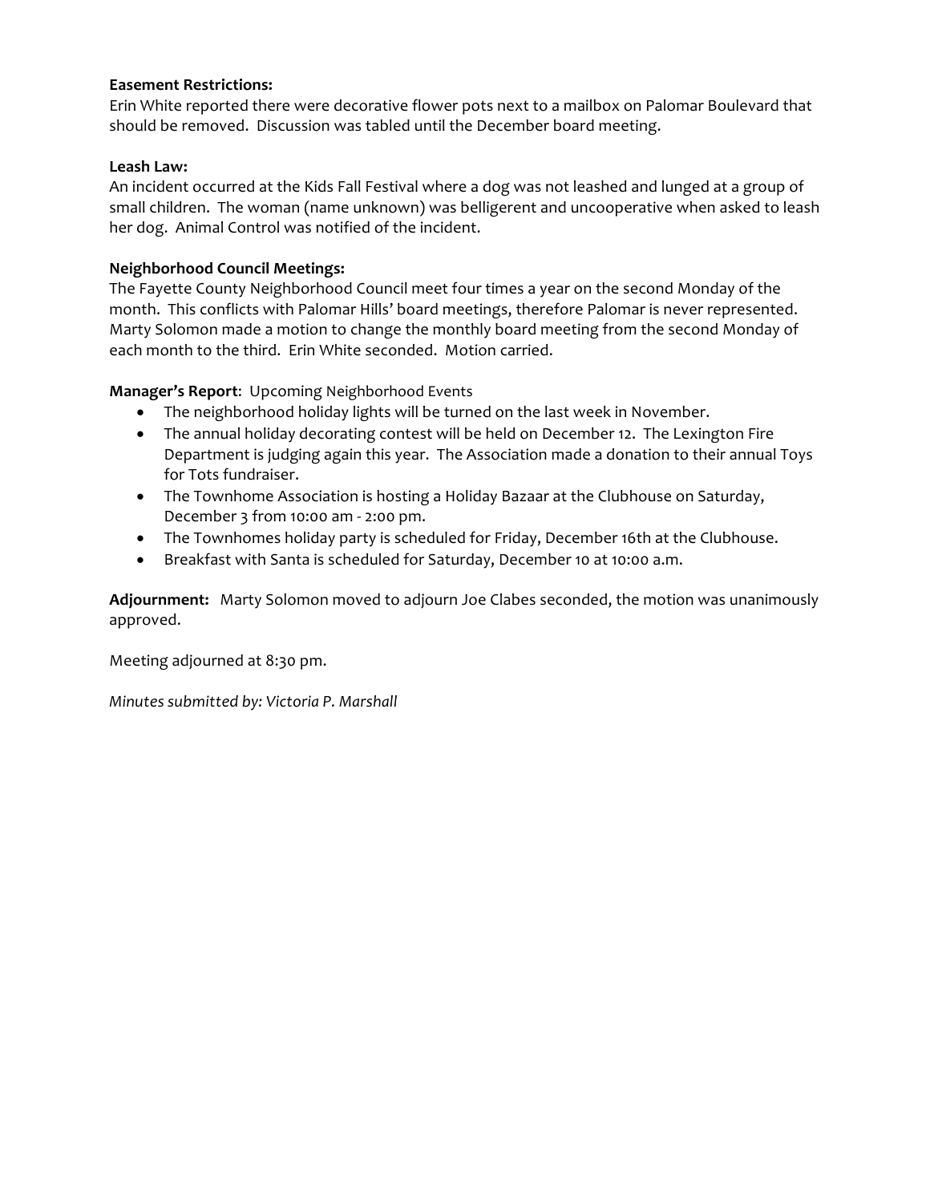**Easement Restrictions:**
Erin White reported there were decorative flower pots next to a mailbox on Palomar Boulevard that should be removed. Discussion was tabled until the December board meeting.

**Leash Law:**
An incident occurred at the Kids Fall Festival where a dog was not leashed and lunged at a group of small children. The woman (name unknown) was belligerent and uncooperative when asked to leash her dog. Animal Control was notified of the incident.

**Neighborhood Council Meetings:**
The Fayette County Neighborhood Council meet four times a year on the second Monday of the month. This conflicts with Palomar Hills' board meetings, therefore Palomar is never represented. Marty Solomon made a motion to change the monthly board meeting from the second Monday of each month to the third. Erin White seconded. Motion carried.

**Manager's Report**: Upcoming Neighborhood Events

- The neighborhood holiday lights will be turned on the last week in November.
- The annual holiday decorating contest will be held on December 12. The Lexington Fire Department is judging again this year. The Association made a donation to their annual Toys for Tots fundraiser.
- The Townhome Association is hosting a Holiday Bazaar at the Clubhouse on Saturday, December 3 from 10:00 am - 2:00 pm.
- The Townhomes holiday party is scheduled for Friday, December 16th at the Clubhouse.
- Breakfast with Santa is scheduled for Saturday, December 10 at 10:00 a.m.

**Adjournment:** Marty Solomon moved to adjourn Joe Clabes seconded, the motion was unanimously approved.

Meeting adjourned at 8:30 pm.

*Minutes submitted by: Victoria P. Marshall*